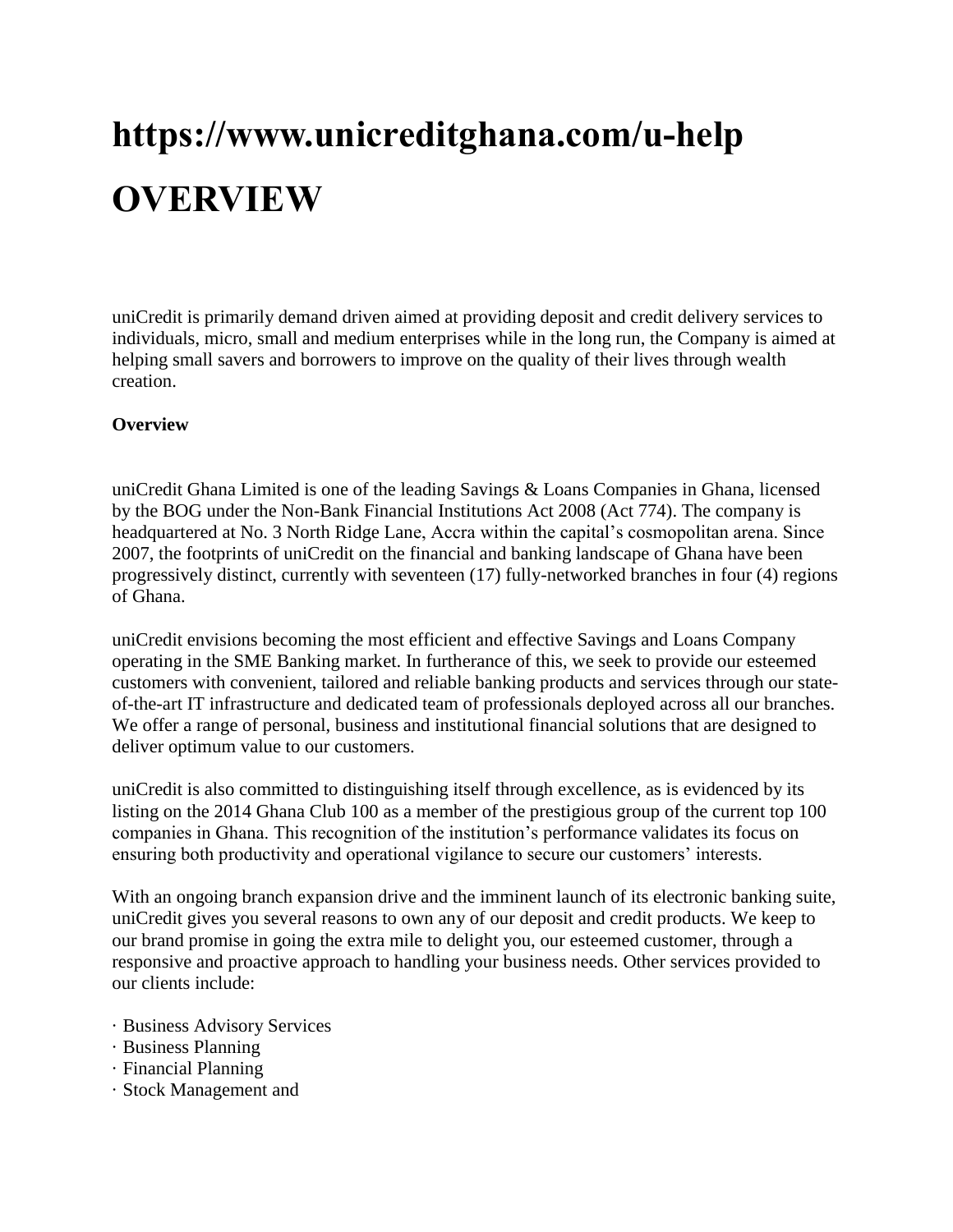# https://www.unicreditghana.com/u-help

# OVERVIEW

uniCredit is primarily demand driven aimed at providing deposit and credit delivery services to individuals, micro, small and medium enterprises while in the long run, the Company is aimed at helping small savers and borrowers to improve on the quality of their lives through wealth creation.

**Overview**

uniCredit Ghana Limited is one of the leading Savings & Loans Companies in Ghana, licensed by the BOG under the Non-Bank Financial Institutions Act 2008 (Act 774). The company is headquartered at No. 3 North Ridge Lane, Accra within the capital's cosmopolitan arena. Since 2007, the footprints of uniCredit on the financial and banking landscape of Ghana have been progressively distinct, currently with seventeen (17) fully-networked branches in four (4) regions of Ghana.

uniCredit envisions becoming the most efficient and effective Savings and Loans Company operating in the SME Banking market. In furtherance of this, we seek to provide our esteemed customers with convenient, tailored and reliable banking products and services through our state-of-the-art IT infrastructure and dedicated team of professionals deployed across all our branches. We offer a range of personal, business and institutional financial solutions that are designed to deliver optimum value to our customers.

uniCredit is also committed to distinguishing itself through excellence, as is evidenced by its listing on the 2014 Ghana Club 100 as a member of the prestigious group of the current top 100 companies in Ghana. This recognition of the institution's performance validates its focus on ensuring both productivity and operational vigilance to secure our customers' interests.

With an ongoing branch expansion drive and the imminent launch of its electronic banking suite, uniCredit gives you several reasons to own any of our deposit and credit products. We keep to our brand promise in going the extra mile to delight you, our esteemed customer, through a responsive and proactive approach to handling your business needs. Other services provided to our clients include:

- Business Advisory Services
- Business Planning
- Financial Planning
- Stock Management and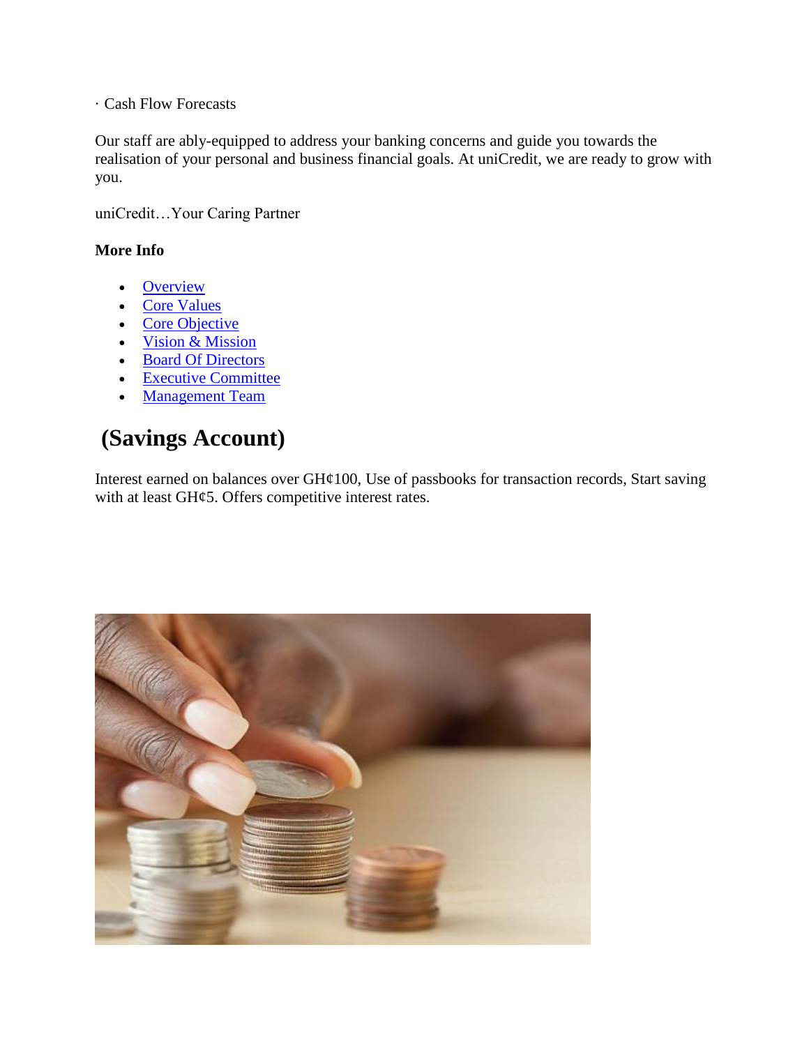· Cash Flow Forecasts

Our staff are ably-equipped to address your banking concerns and guide you towards the realisation of your personal and business financial goals. At uniCredit, we are ready to grow with you.

uniCredit…Your Caring Partner

**More Info**

- Overview
- Core Values
- Core Objective
- Vision & Mission
- Board Of Directors
- Executive Committee
- Management Team

# (Savings Account)

Interest earned on balances over GH¢100, Use of passbooks for transaction records, Start saving with at least GH¢5. Offers competitive interest rates.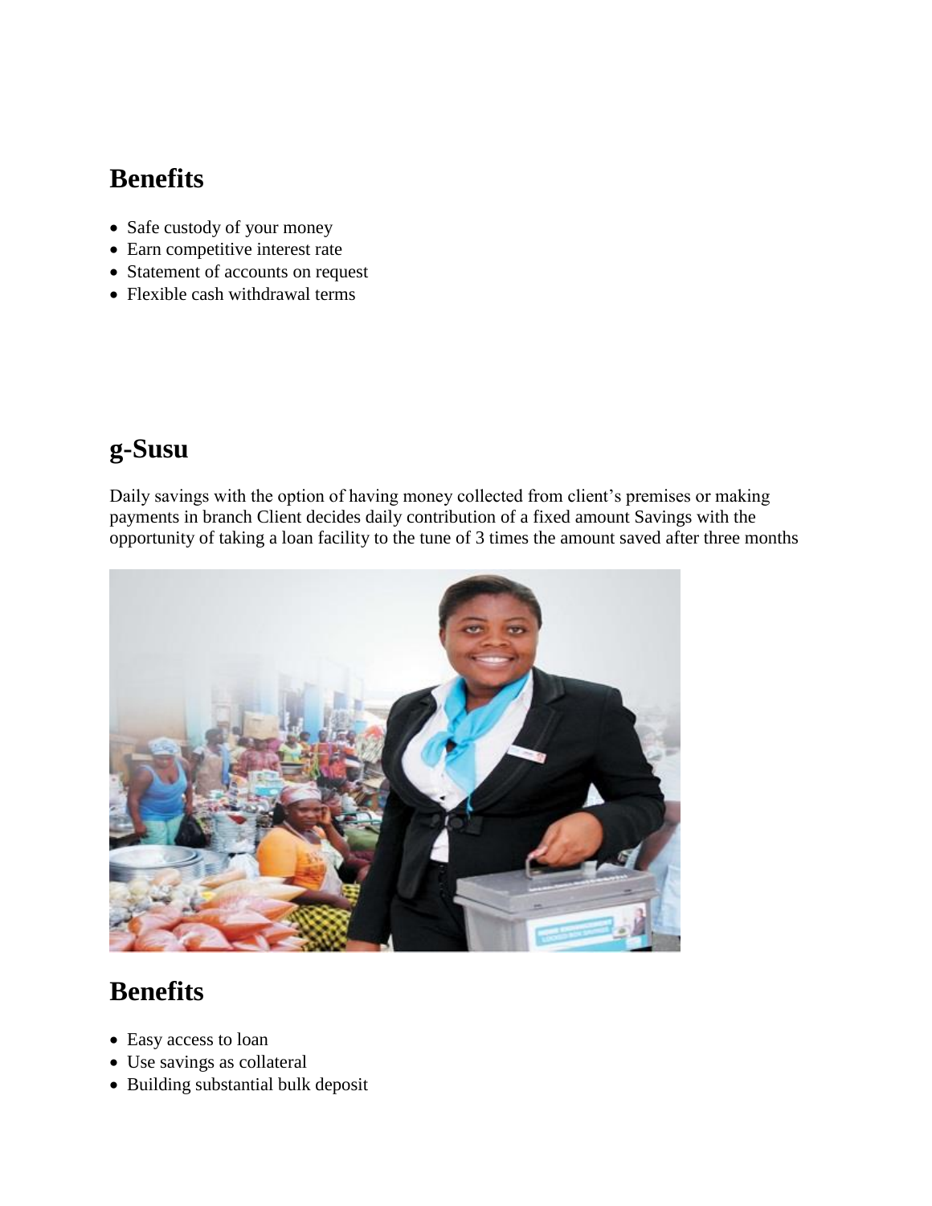## Benefits

- Safe custody of your money
- Earn competitive interest rate
- Statement of accounts on request
- Flexible cash withdrawal terms

## g-Susu

Daily savings with the option of having money collected from client's premises or making payments in branch Client decides daily contribution of a fixed amount Savings with the opportunity of taking a loan facility to the tune of 3 times the amount saved after three months

## Benefits

- Easy access to loan
- Use savings as collateral
- Building substantial bulk deposit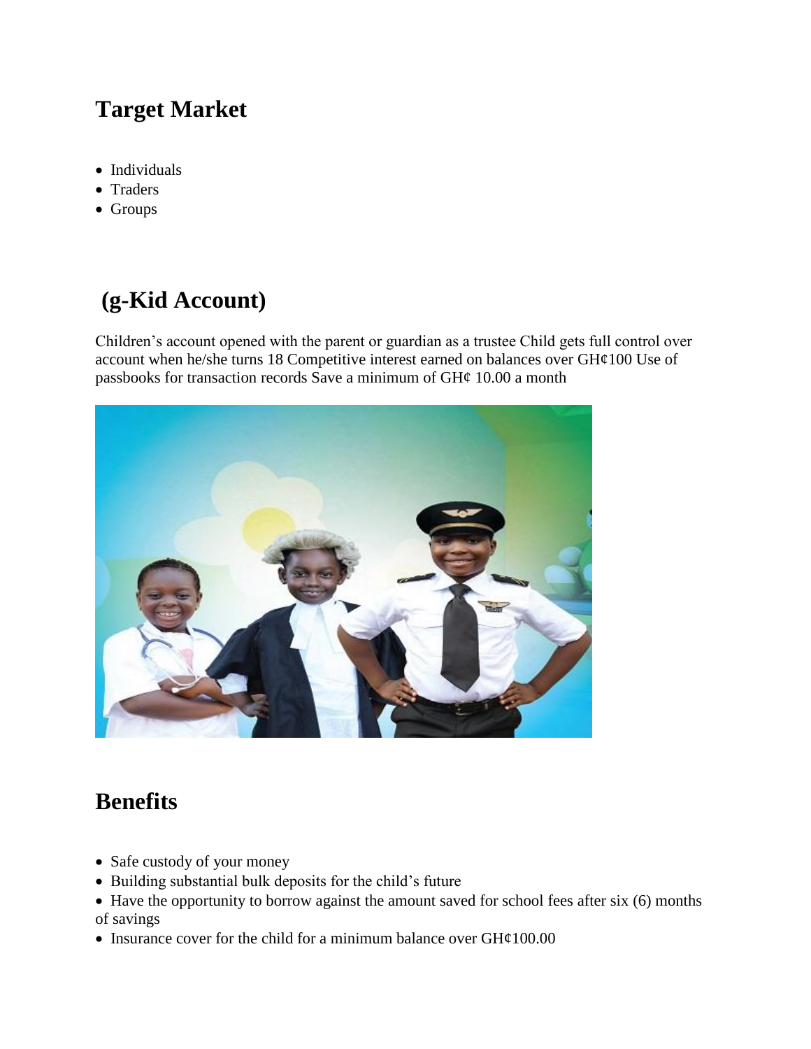## Target Market

- Individuals
- Traders
- Groups

## (g-Kid Account)

Children's account opened with the parent or guardian as a trustee Child gets full control over account when he/she turns 18 Competitive interest earned on balances over GH¢100 Use of passbooks for transaction records Save a minimum of GH¢ 10.00 a month

## Benefits

- Safe custody of your money
- Building substantial bulk deposits for the child's future
- Have the opportunity to borrow against the amount saved for school fees after six (6) months of savings
- Insurance cover for the child for a minimum balance over GH¢100.00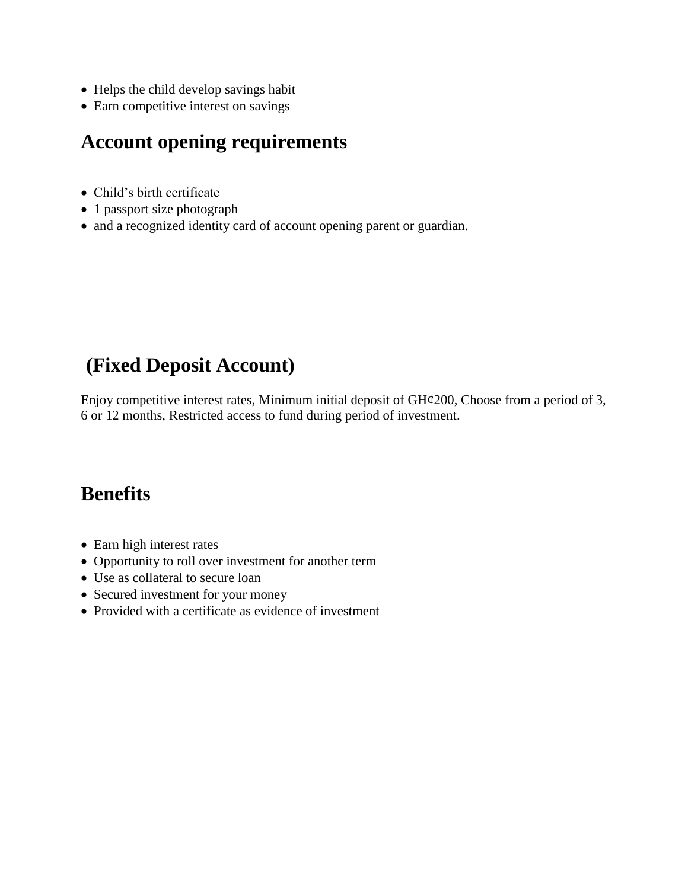- Helps the child develop savings habit
- Earn competitive interest on savings

## Account opening requirements

- Child's birth certificate
- 1 passport size photograph
- and a recognized identity card of account opening parent or guardian.

## (Fixed Deposit Account)

Enjoy competitive interest rates, Minimum initial deposit of GH¢200, Choose from a period of 3, 6 or 12 months, Restricted access to fund during period of investment.

## Benefits

- Earn high interest rates
- Opportunity to roll over investment for another term
- Use as collateral to secure loan
- Secured investment for your money
- Provided with a certificate as evidence of investment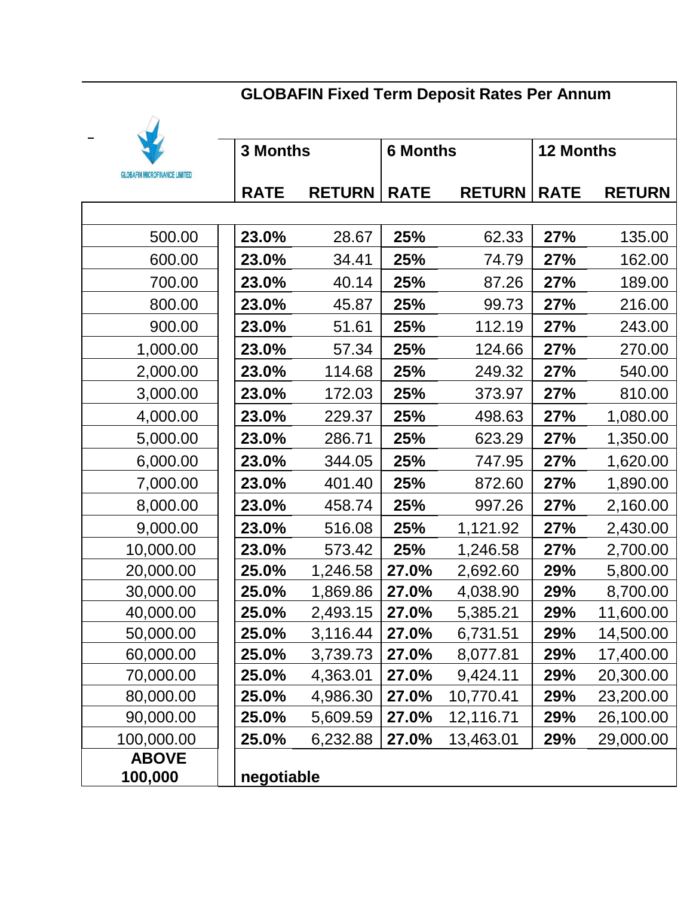## GLOBAFIN Fixed Term Deposit Rates Per Annum

GLOBAFIN MICROFINANCE LIMITED

| | 3 Months | | 6 Months | | 12 Months | |
|---|---|---|---|---|---|---|
| | **RATE** | **RETURN** | **RATE** | **RETURN** | **RATE** | **RETURN** |
| 500.00 | **23.0%** | 28.67 | **25%** | 62.33 | **27%** | 135.00 |
| 600.00 | **23.0%** | 34.41 | **25%** | 74.79 | **27%** | 162.00 |
| 700.00 | **23.0%** | 40.14 | **25%** | 87.26 | **27%** | 189.00 |
| 800.00 | **23.0%** | 45.87 | **25%** | 99.73 | **27%** | 216.00 |
| 900.00 | **23.0%** | 51.61 | **25%** | 112.19 | **27%** | 243.00 |
| 1,000.00 | **23.0%** | 57.34 | **25%** | 124.66 | **27%** | 270.00 |
| 2,000.00 | **23.0%** | 114.68 | **25%** | 249.32 | **27%** | 540.00 |
| 3,000.00 | **23.0%** | 172.03 | **25%** | 373.97 | **27%** | 810.00 |
| 4,000.00 | **23.0%** | 229.37 | **25%** | 498.63 | **27%** | 1,080.00 |
| 5,000.00 | **23.0%** | 286.71 | **25%** | 623.29 | **27%** | 1,350.00 |
| 6,000.00 | **23.0%** | 344.05 | **25%** | 747.95 | **27%** | 1,620.00 |
| 7,000.00 | **23.0%** | 401.40 | **25%** | 872.60 | **27%** | 1,890.00 |
| 8,000.00 | **23.0%** | 458.74 | **25%** | 997.26 | **27%** | 2,160.00 |
| 9,000.00 | **23.0%** | 516.08 | **25%** | 1,121.92 | **27%** | 2,430.00 |
| 10,000.00 | **23.0%** | 573.42 | **25%** | 1,246.58 | **27%** | 2,700.00 |
| 20,000.00 | **25.0%** | 1,246.58 | **27.0%** | 2,692.60 | **29%** | 5,800.00 |
| 30,000.00 | **25.0%** | 1,869.86 | **27.0%** | 4,038.90 | **29%** | 8,700.00 |
| 40,000.00 | **25.0%** | 2,493.15 | **27.0%** | 5,385.21 | **29%** | 11,600.00 |
| 50,000.00 | **25.0%** | 3,116.44 | **27.0%** | 6,731.51 | **29%** | 14,500.00 |
| 60,000.00 | **25.0%** | 3,739.73 | **27.0%** | 8,077.81 | **29%** | 17,400.00 |
| 70,000.00 | **25.0%** | 4,363.01 | **27.0%** | 9,424.11 | **29%** | 20,300.00 |
| 80,000.00 | **25.0%** | 4,986.30 | **27.0%** | 10,770.41 | **29%** | 23,200.00 |
| 90,000.00 | **25.0%** | 5,609.59 | **27.0%** | 12,116.71 | **29%** | 26,100.00 |
| 100,000.00 | **25.0%** | 6,232.88 | **27.0%** | 13,463.01 | **29%** | 29,000.00 |
| **ABOVE 100,000** | **negotiable** | | | | | |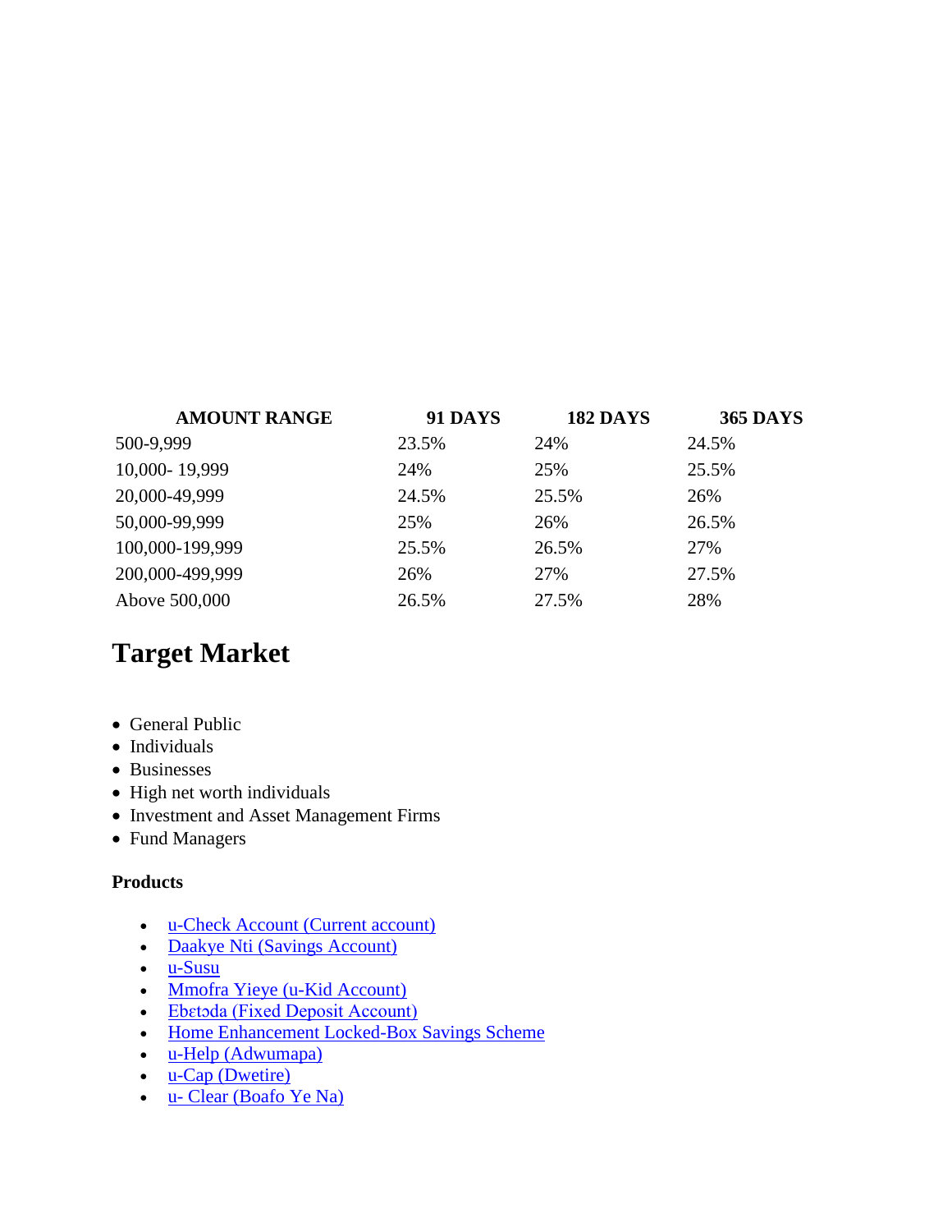| AMOUNT RANGE | 91 DAYS | 182 DAYS | 365 DAYS |
| --- | --- | --- | --- |
| 500-9,999 | 23.5% | 24% | 24.5% |
| 10,000- 19,999 | 24% | 25% | 25.5% |
| 20,000-49,999 | 24.5% | 25.5% | 26% |
| 50,000-99,999 | 25% | 26% | 26.5% |
| 100,000-199,999 | 25.5% | 26.5% | 27% |
| 200,000-499,999 | 26% | 27% | 27.5% |
| Above 500,000 | 26.5% | 27.5% | 28% |

## Target Market

- General Public
- Individuals
- Businesses
- High net worth individuals
- Investment and Asset Management Firms
- Fund Managers

**Products**

- u-Check Account (Current account)
- Daakye Nti (Savings Account)
- u-Susu
- Mmofra Yieye (u-Kid Account)
- Ebɛtɔda (Fixed Deposit Account)
- Home Enhancement Locked-Box Savings Scheme
- u-Help (Adwumapa)
- u-Cap (Dwetire)
- u- Clear (Boafo Ye Na)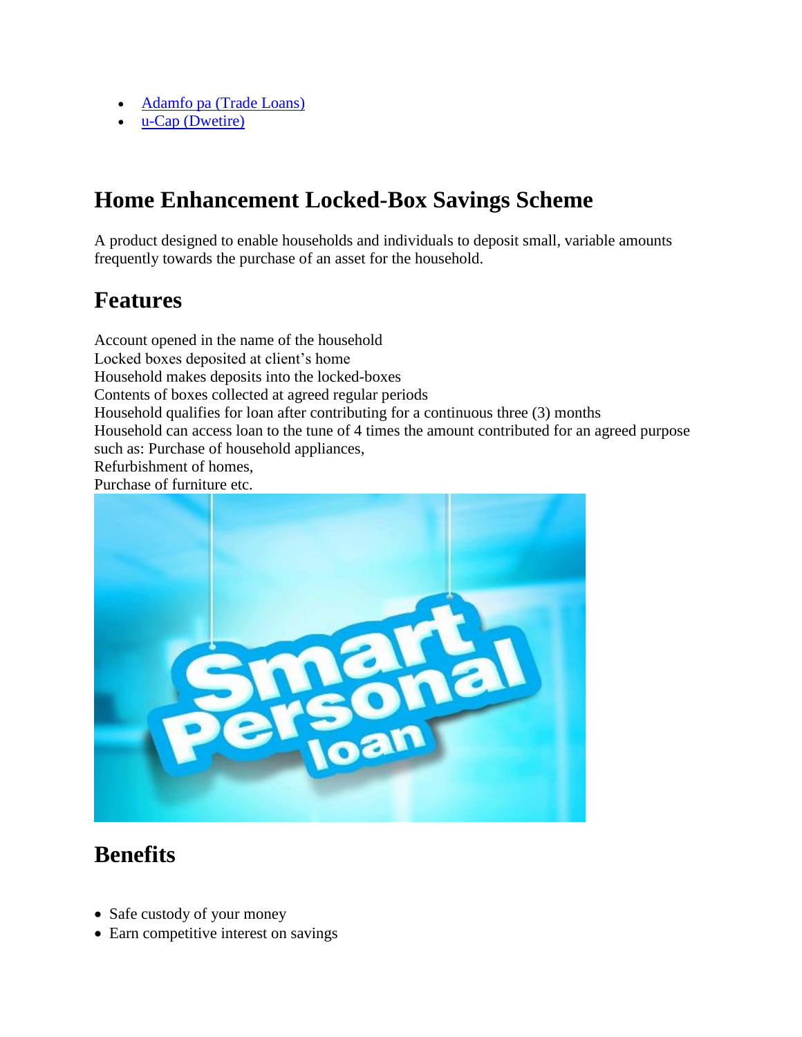- [Adamfo pa (Trade Loans)]
- [u-Cap (Dwetire)]

## Home Enhancement Locked-Box Savings Scheme

A product designed to enable households and individuals to deposit small, variable amounts frequently towards the purchase of an asset for the household.

## Features

Account opened in the name of the household
Locked boxes deposited at client's home
Household makes deposits into the locked-boxes
Contents of boxes collected at agreed regular periods
Household qualifies for loan after contributing for a continuous three (3) months
Household can access loan to the tune of 4 times the amount contributed for an agreed purpose such as: Purchase of household appliances,
Refurbishment of homes,
Purchase of furniture etc.

## Benefits

- Safe custody of your money
- Earn competitive interest on savings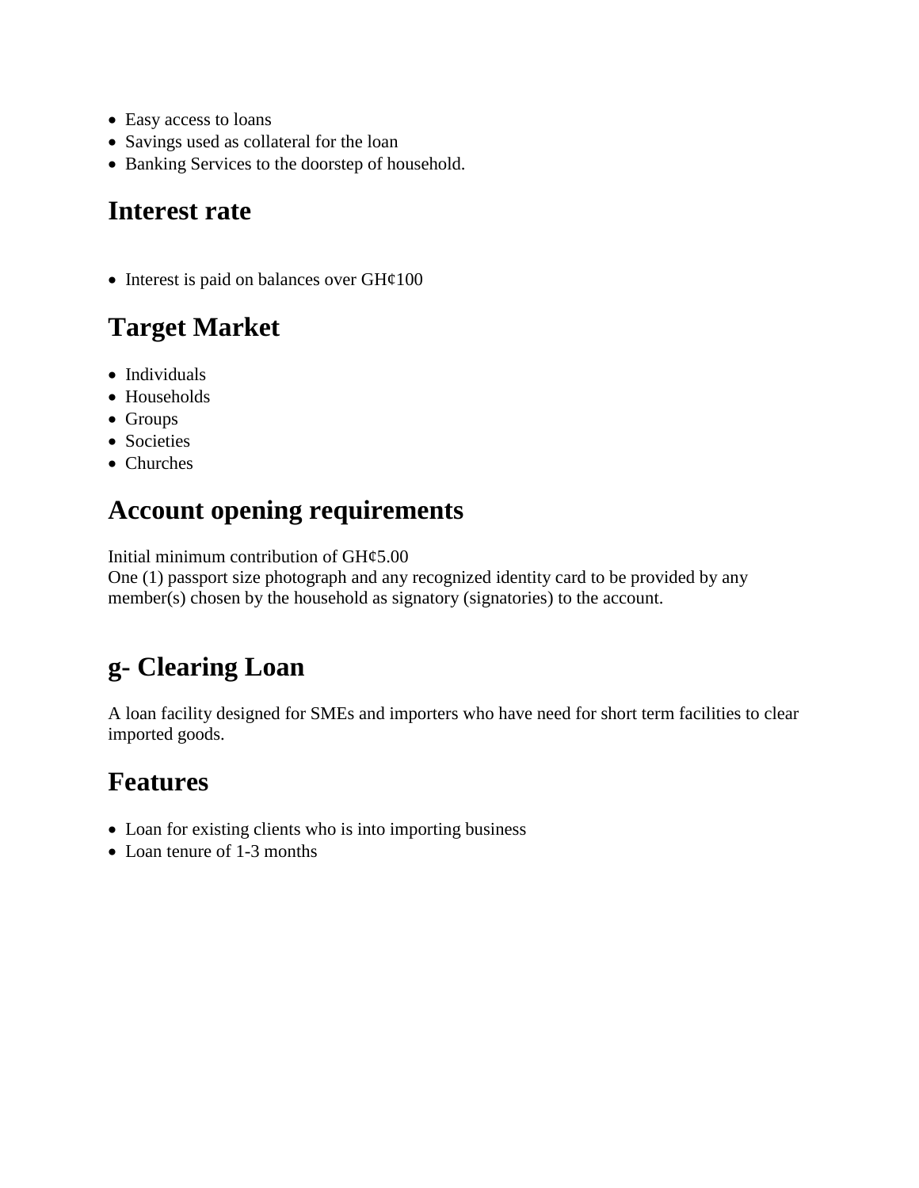- Easy access to loans
- Savings used as collateral for the loan
- Banking Services to the doorstep of household.

## Interest rate

- Interest is paid on balances over GH¢100

## Target Market

- Individuals
- Households
- Groups
- Societies
- Churches

## Account opening requirements

Initial minimum contribution of GH¢5.00
One (1) passport size photograph and any recognized identity card to be provided by any member(s) chosen by the household as signatory (signatories) to the account.

## g- Clearing Loan

A loan facility designed for SMEs and importers who have need for short term facilities to clear imported goods.

## Features

- Loan for existing clients who is into importing business
- Loan tenure of 1-3 months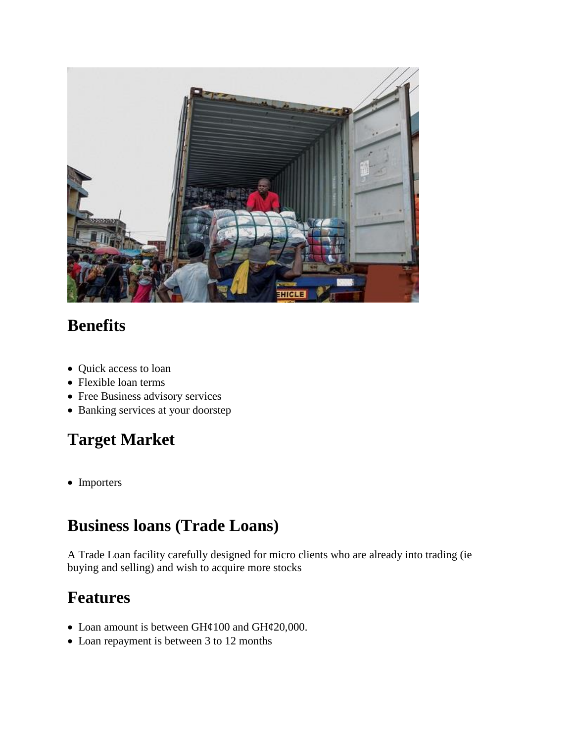## Benefits

- Quick access to loan
- Flexible loan terms
- Free Business advisory services
- Banking services at your doorstep

## Target Market

- Importers

## Business loans (Trade Loans)

A Trade Loan facility carefully designed for micro clients who are already into trading (ie buying and selling) and wish to acquire more stocks

## Features

- Loan amount is between GH¢100 and GH¢20,000.
- Loan repayment is between 3 to 12 months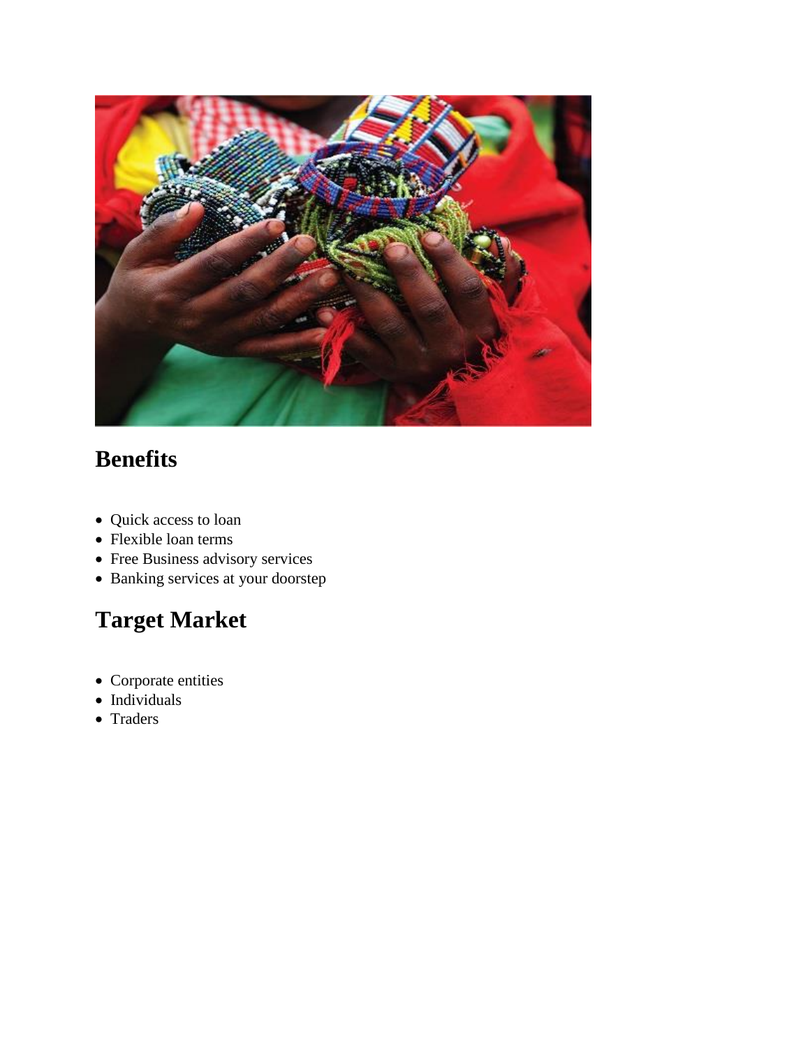## Benefits

- Quick access to loan
- Flexible loan terms
- Free Business advisory services
- Banking services at your doorstep

## Target Market

- Corporate entities
- Individuals
- Traders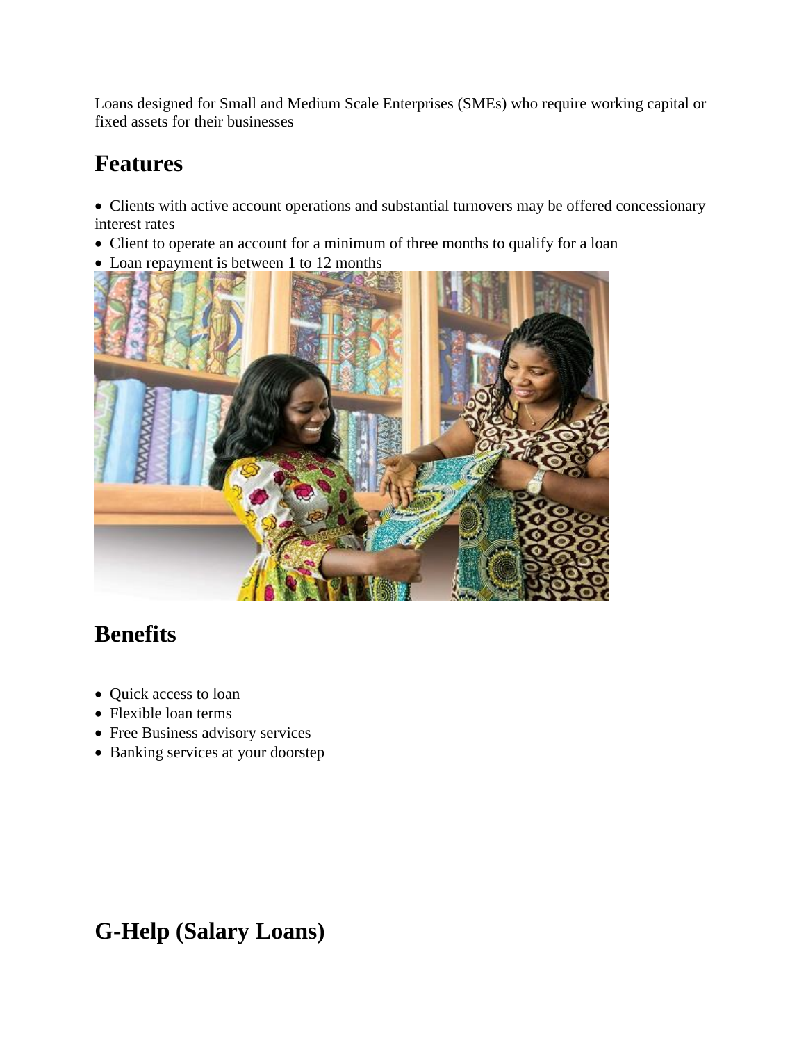Loans designed for Small and Medium Scale Enterprises (SMEs) who require working capital or fixed assets for their businesses

## Features

- Clients with active account operations and substantial turnovers may be offered concessionary interest rates
- Client to operate an account for a minimum of three months to qualify for a loan
- Loan repayment is between 1 to 12 months

## Benefits

- Quick access to loan
- Flexible loan terms
- Free Business advisory services
- Banking services at your doorstep

## G-Help (Salary Loans)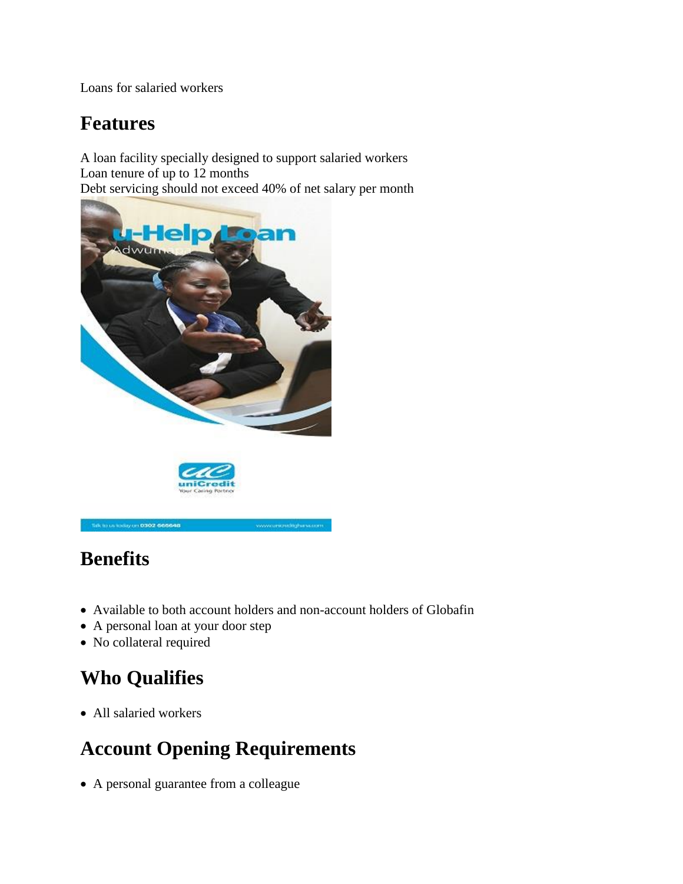Loans for salaried workers

## Features

A loan facility specially designed to support salaried workers
Loan tenure of up to 12 months
Debt servicing should not exceed 40% of net salary per month

## Benefits

- Available to both account holders and non-account holders of Globafin
- A personal loan at your door step
- No collateral required

## Who Qualifies

- All salaried workers

## Account Opening Requirements

- A personal guarantee from a colleague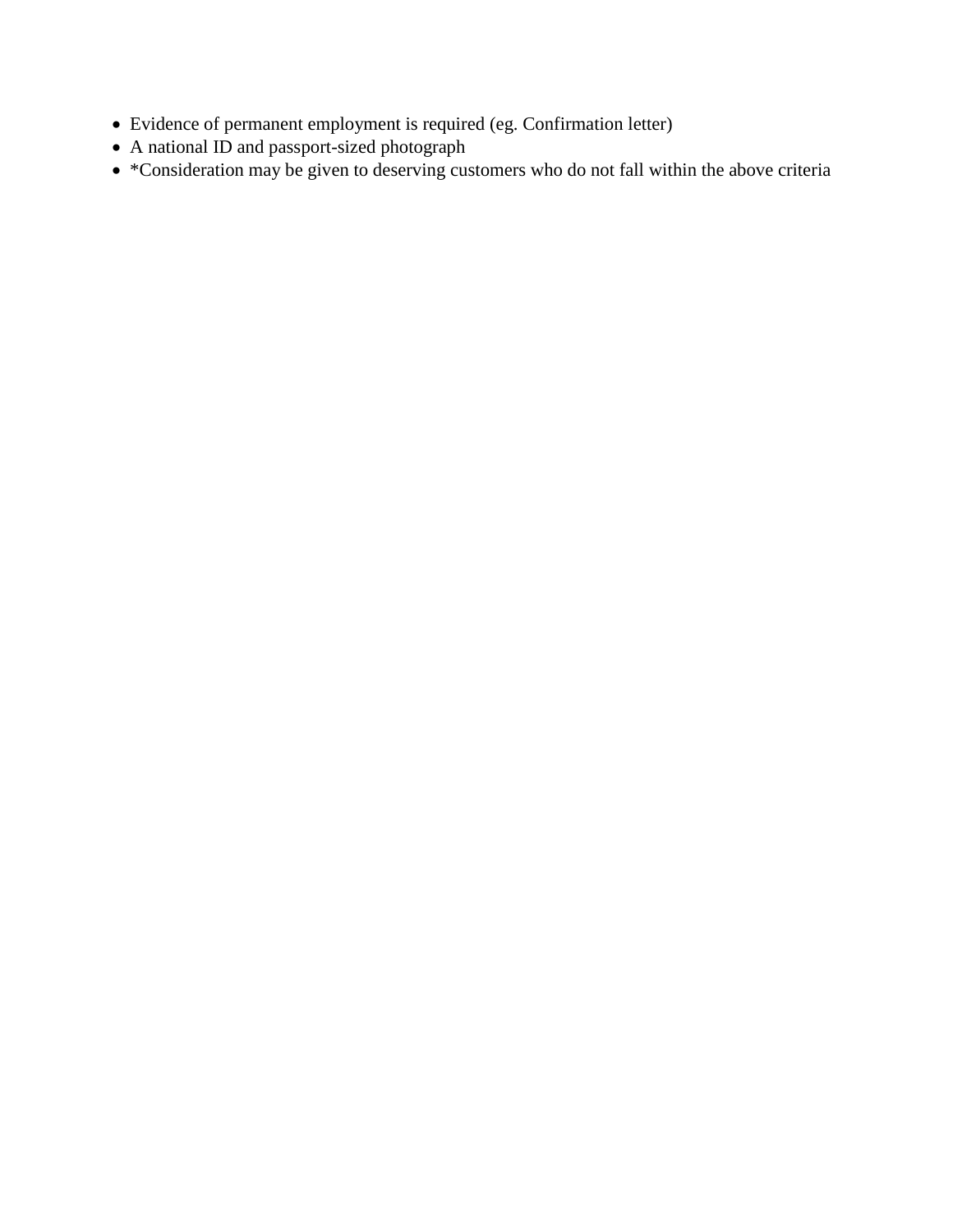- Evidence of permanent employment is required (eg. Confirmation letter)
- A national ID and passport-sized photograph
- *Consideration may be given to deserving customers who do not fall within the above criteria